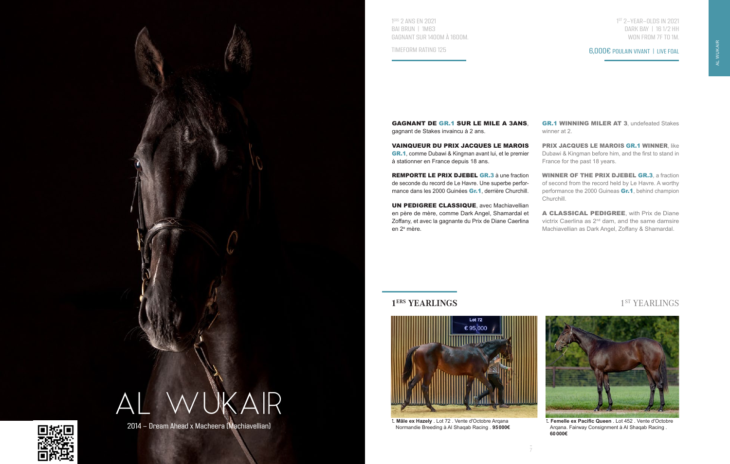# AL WUKAIR

2014 – Dream Ahead x Macheera (Machiavellian)

1[ERS] 2 ANS EN 2021
BAI BRUN | 1M63
GAGNANT SUR 1400M À 1600M.

TIMEFORM RATING 125

1[ST] 2-YEAR-OLDS IN 2021
DARK BAY | 16 1/2 HH
WON FROM 7F TO 1M.

6,000€ POULAIN VIVANT | LIVE FOAL

**GAGNANT DE GR.1 SUR LE MILE A 3ANS**, gagnant de Stakes invaincu à 2 ans.

**VAINQUEUR DU PRIX JACQUES LE MAROIS GR.1**, comme Dubawi & Kingman avant lui, et le premier à stationner en France depuis 18 ans.

**REMPORTE LE PRIX DJEBEL GR.3** à une fraction de seconde du record de Le Havre. Une superbe performance dans les 2000 Guinées **Gr.1**, derrière Churchill.

**UN PEDIGREE CLASSIQUE**, avec Machiavellian en père de mère, comme Dark Angel, Shamardal et Zoffany, et avec la gagnante du Prix de Diane Caerlina en 2[e] mère.

**GR.1 WINNING MILER AT 3**, undefeated Stakes winner at 2.

**PRIX JACQUES LE MAROIS GR.1 WINNER**, like Dubawi & Kingman before him, and the first to stand in France for the past 18 years.

**WINNER OF THE PRIX DJEBEL GR.3**, a fraction of second from the record held by Le Havre. A worthy performance the 2000 Guineas **Gr.1**, behind champion Churchill.

**A CLASSICAL PEDIGREE**, with Prix de Diane victrix Caerlina as 2[nd] dam, and the same damsire Machiavellian as Dark Angel, Zoffany & Shamardal.

## 1[ERS] YEARLINGS

## 1[ST] YEARLINGS

Lot 72
€ 95,000

**Mâle ex Hazely** . Lot 72 . Vente d'Octobre Arqana Normandie Breeding à Al Shaqab Racing . **95 000€**

**Femelle ex Pacific Queen** . Lot 452 . Vente d'Octobre Arqana. Fairway Consignment à Al Shaqab Racing . **60 000€**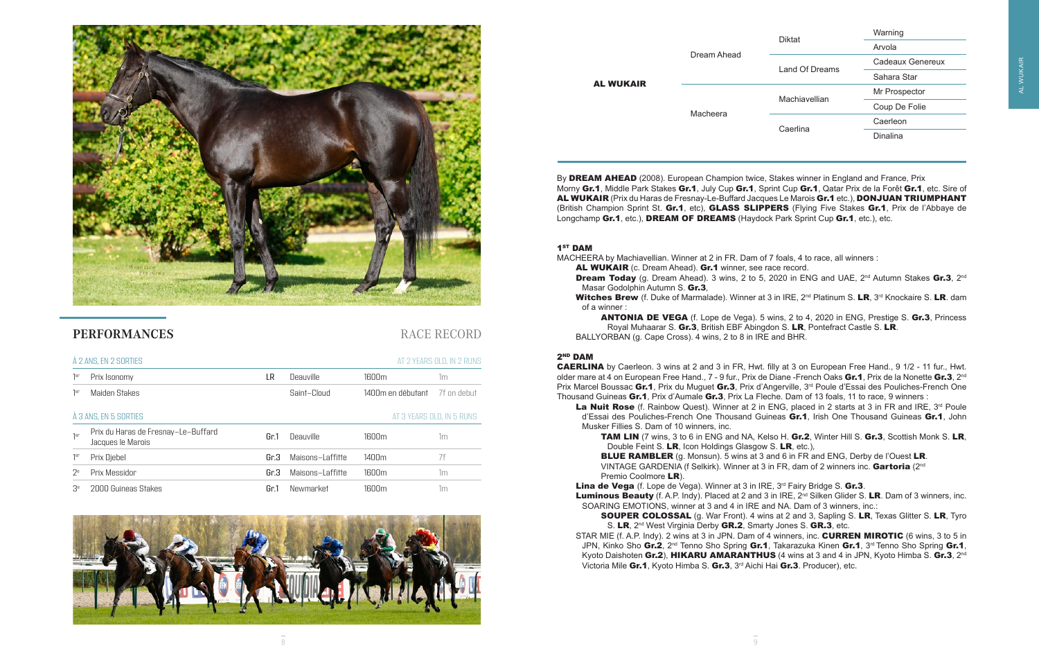## PERFORMANCES

RACE RECORD

| | | | | | |
|---|---|---|---|---|---|
| **À 2 ANS, EN 2 SORTIES** | | | | | **AT 2 YEARS OLD, IN 2 RUNS** |
| 1er | Prix Isonomy | LR | Deauville | 1600m | 1m |
| 1er | Maiden Stakes | | Saint-Cloud | 1400m en débutant | 7f on debut |
| **À 3 ANS, EN 5 SORTIES** | | | | | **AT 3 YEARS OLD, IN 5 RUNS** |
| 1er | Prix du Haras de Fresnay-Le-Buffard Jacques le Marois | Gr.1 | Deauville | 1600m | 1m |
| 1er | Prix Djebel | Gr.3 | Maisons-Laffitte | 1400m | 7f |
| 2e | Prix Messidor | Gr.3 | Maisons-Laffitte | 1600m | 1m |
| 3e | 2000 Guineas Stakes | Gr.1 | Newmarket | 1600m | 1m |

| | | | |
|---|---|---|---|
| **AL WUKAIR** | Dream Ahead | Diktat | Warning |
| | | | Arvola |
| | | Land Of Dreams | Cadeaux Genereux |
| | | | Sahara Star |
| | Macheera | Machiavellian | Mr Prospector |
| | | | Coup De Folie |
| | | Caerlina | Caerleon |
| | | | Dinalina |

By **DREAM AHEAD** (2008). European Champion twice, Stakes winner in England and France, Prix Morny **Gr.1**, Middle Park Stakes **Gr.1**, July Cup **Gr.1**, Sprint Cup **Gr.1**, Qatar Prix de la Forêt **Gr.1**, etc. Sire of **AL WUKAIR** (Prix du Haras de Fresnay-Le-Buffard Jacques Le Marois **Gr.1** etc.), **DONJUAN TRIUMPHANT** (British Champion Sprint St. **Gr.1**, etc), **GLASS SLIPPERS** (Flying Five Stakes **Gr.1**, Prix de l'Abbaye de Longchamp **Gr.1**, etc.), **DREAM OF DREAMS** (Haydock Park Sprint Cup **Gr.1**, etc.), etc.

### 1ST DAM

MACHEERA by Machiavellian. Winner at 2 in FR. Dam of 7 foals, 4 to race, all winners :

- **AL WUKAIR** (c. Dream Ahead). **Gr.1** winner, see race record.
- **Dream Today** (g. Dream Ahead). 3 wins, 2 to 5, 2020 in ENG and UAE, 2nd Autumn Stakes **Gr.3**, 2nd Masar Godolphin Autumn S. **Gr.3**,
- **Witches Brew** (f. Duke of Marmalade). Winner at 3 in IRE, 2nd Platinum S. **LR**, 3rd Knockaire S. **LR**. dam of a winner :
  - **ANTONIA DE VEGA** (f. Lope de Vega). 5 wins, 2 to 4, 2020 in ENG, Prestige S. **Gr.3**, Princess Royal Muhaarar S. **Gr.3**, British EBF Abingdon S. **LR**, Pontefract Castle S. **LR**.
- BALLYORBAN (g. Cape Cross). 4 wins, 2 to 8 in IRE and BHR.

### 2ND DAM

**CAERLINA** by Caerleon. 3 wins at 2 and 3 in FR, Hwt. filly at 3 on European Free Hand., 9 1/2 - 11 fur., Hwt. older mare at 4 on European Free Hand., 7 - 9 fur., Prix de Diane -French Oaks **Gr.1**, Prix de la Nonette **Gr.3**, 2nd Prix Marcel Boussac **Gr.1**, Prix du Muguet **Gr.3**, Prix d'Angerville, 3rd Poule d'Essai des Pouliches-French One Thousand Guineas **Gr.1**, Prix d'Aumale **Gr.3**, Prix La Fleche. Dam of 13 foals, 11 to race, 9 winners :

- **La Nuit Rose** (f. Rainbow Quest). Winner at 2 in ENG, placed in 2 starts at 3 in FR and IRE, 3rd Poule d'Essai des Pouliches-French One Thousand Guineas **Gr.1**, Irish One Thousand Guineas **Gr.1**, John Musker Fillies S. Dam of 10 winners, inc.
  - **TAM LIN** (7 wins, 3 to 6 in ENG and NA, Kelso H. **Gr.2**, Winter Hill S. **Gr.3**, Scottish Monk S. **LR**, Double Feint S. **LR**, Icon Holdings Glasgow S. **LR**, etc.),
  - **BLUE RAMBLER** (g. Monsun). 5 wins at 3 and 6 in FR and ENG, Derby de l'Ouest **LR**.
  - VINTAGE GARDENIA (f Selkirk). Winner at 3 in FR, dam of 2 winners inc. **Gartoria** (2nd Premio Coolmore **LR**).
- **Lina de Vega** (f. Lope de Vega). Winner at 3 in IRE, 3rd Fairy Bridge S. **Gr.3**.
- **Luminous Beauty** (f. A.P. Indy). Placed at 2 and 3 in IRE, 2nd Silken Glider S. **LR**. Dam of 3 winners, inc. SOARING EMOTIONS, winner at 3 and 4 in IRE and NA. Dam of 3 winners, inc.:
  - **SOUPER COLOSSAL** (g. War Front). 4 wins at 2 and 3, Sapling S. **LR**, Texas Glitter S. **LR**, Tyro S. **LR**, 2nd West Virginia Derby **GR.2**, Smarty Jones S. **GR.3**, etc.
- STAR MIE (f. A.P. Indy). 2 wins at 3 in JPN. Dam of 4 winners, inc. **CURREN MIROTIC** (6 wins, 3 to 5 in JPN, Kinko Sho **Gr.2**, 2nd Tenno Sho Spring **Gr.1**, Takarazuka Kinen **Gr.1**, 3rd Tenno Sho Spring **Gr.1**, Kyoto Daishoten **Gr.2**), **HIKARU AMARANTHUS** (4 wins at 3 and 4 in JPN, Kyoto Himba S. **Gr.3**, 2nd Victoria Mile **Gr.1**, Kyoto Himba S. **Gr.3**, 3rd Aichi Hai **Gr.3**. Producer), etc.